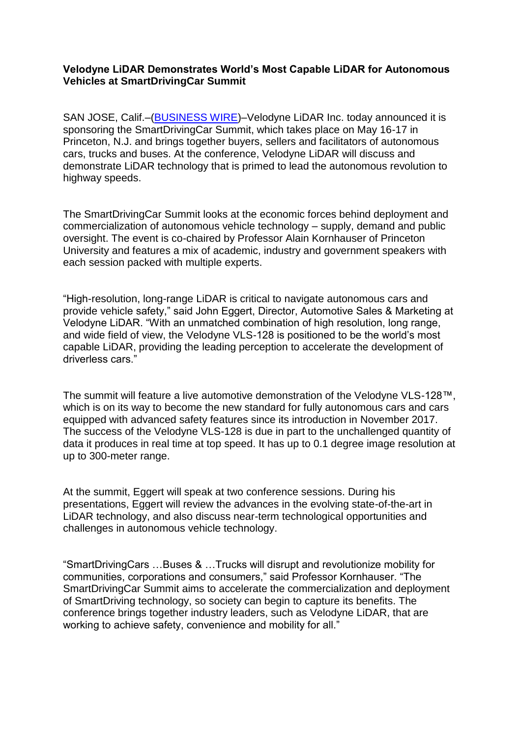**Velodyne LiDAR Demonstrates World's Most Capable LiDAR for Autonomous Vehicles at SmartDrivingCar Summit**

SAN JOSE, Calif.–(BUSINESS WIRE)–Velodyne LiDAR Inc. today announced it is sponsoring the SmartDrivingCar Summit, which takes place on May 16-17 in Princeton, N.J. and brings together buyers, sellers and facilitators of autonomous cars, trucks and buses. At the conference, Velodyne LiDAR will discuss and demonstrate LiDAR technology that is primed to lead the autonomous revolution to highway speeds.

The SmartDrivingCar Summit looks at the economic forces behind deployment and commercialization of autonomous vehicle technology – supply, demand and public oversight. The event is co-chaired by Professor Alain Kornhauser of Princeton University and features a mix of academic, industry and government speakers with each session packed with multiple experts.

"High-resolution, long-range LiDAR is critical to navigate autonomous cars and provide vehicle safety," said John Eggert, Director, Automotive Sales & Marketing at Velodyne LiDAR. "With an unmatched combination of high resolution, long range, and wide field of view, the Velodyne VLS-128 is positioned to be the world's most capable LiDAR, providing the leading perception to accelerate the development of driverless cars."

The summit will feature a live automotive demonstration of the Velodyne VLS-128™, which is on its way to become the new standard for fully autonomous cars and cars equipped with advanced safety features since its introduction in November 2017. The success of the Velodyne VLS-128 is due in part to the unchallenged quantity of data it produces in real time at top speed. It has up to 0.1 degree image resolution at up to 300-meter range.

At the summit, Eggert will speak at two conference sessions. During his presentations, Eggert will review the advances in the evolving state-of-the-art in LiDAR technology, and also discuss near-term technological opportunities and challenges in autonomous vehicle technology.

"SmartDrivingCars …Buses & …Trucks will disrupt and revolutionize mobility for communities, corporations and consumers," said Professor Kornhauser. "The SmartDrivingCar Summit aims to accelerate the commercialization and deployment of SmartDriving technology, so society can begin to capture its benefits. The conference brings together industry leaders, such as Velodyne LiDAR, that are working to achieve safety, convenience and mobility for all."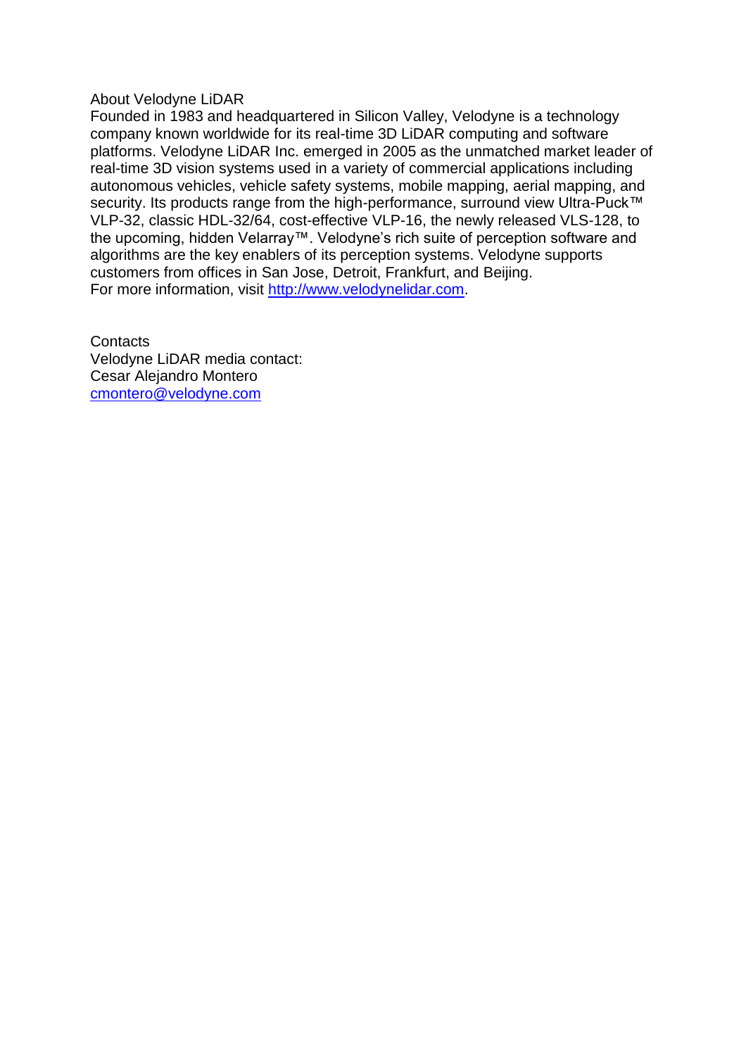About Velodyne LiDAR

Founded in 1983 and headquartered in Silicon Valley, Velodyne is a technology company known worldwide for its real-time 3D LiDAR computing and software platforms. Velodyne LiDAR Inc. emerged in 2005 as the unmatched market leader of real-time 3D vision systems used in a variety of commercial applications including autonomous vehicles, vehicle safety systems, mobile mapping, aerial mapping, and security. Its products range from the high-performance, surround view Ultra-Puck™ VLP-32, classic HDL-32/64, cost-effective VLP-16, the newly released VLS-128, to the upcoming, hidden Velarray™. Velodyne's rich suite of perception software and algorithms are the key enablers of its perception systems. Velodyne supports customers from offices in San Jose, Detroit, Frankfurt, and Beijing.

For more information, visit [http://www.velodynelidar.com](http://www.velodynelidar.com).

Contacts

Velodyne LiDAR media contact:

Cesar Alejandro Montero

[cmontero@velodyne.com](mailto:cmontero@velodyne.com)